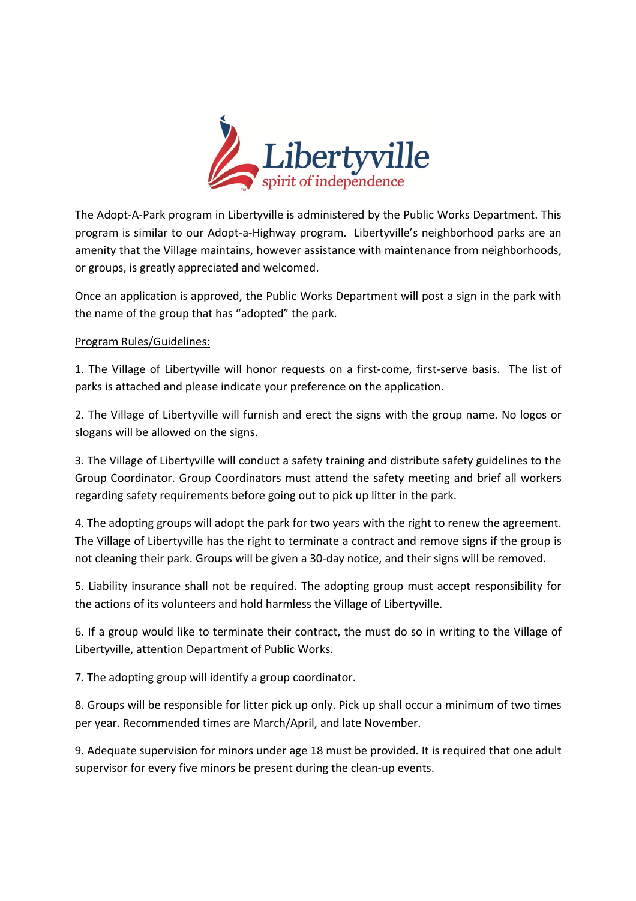The Adopt-A-Park program in Libertyville is administered by the Public Works Department. This program is similar to our Adopt-a-Highway program. Libertyville's neighborhood parks are an amenity that the Village maintains, however assistance with maintenance from neighborhoods, or groups, is greatly appreciated and welcomed.

Once an application is approved, the Public Works Department will post a sign in the park with the name of the group that has "adopted" the park.

Program Rules/Guidelines:

1. The Village of Libertyville will honor requests on a first-come, first-serve basis. The list of parks is attached and please indicate your preference on the application.

2. The Village of Libertyville will furnish and erect the signs with the group name. No logos or slogans will be allowed on the signs.

3. The Village of Libertyville will conduct a safety training and distribute safety guidelines to the Group Coordinator. Group Coordinators must attend the safety meeting and brief all workers regarding safety requirements before going out to pick up litter in the park.

4. The adopting groups will adopt the park for two years with the right to renew the agreement. The Village of Libertyville has the right to terminate a contract and remove signs if the group is not cleaning their park. Groups will be given a 30-day notice, and their signs will be removed.

5. Liability insurance shall not be required. The adopting group must accept responsibility for the actions of its volunteers and hold harmless the Village of Libertyville.

6. If a group would like to terminate their contract, the must do so in writing to the Village of Libertyville, attention Department of Public Works.

7. The adopting group will identify a group coordinator.

8. Groups will be responsible for litter pick up only. Pick up shall occur a minimum of two times per year. Recommended times are March/April, and late November.

9. Adequate supervision for minors under age 18 must be provided. It is required that one adult supervisor for every five minors be present during the clean-up events.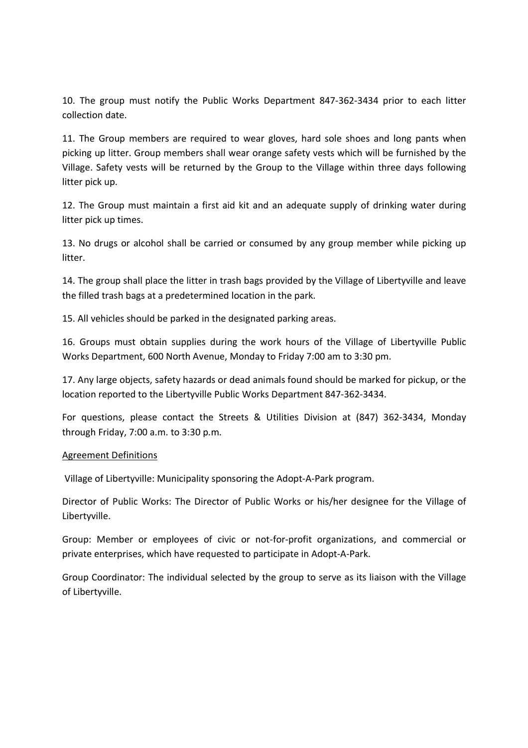10. The group must notify the Public Works Department 847-362-3434 prior to each litter collection date.

11. The Group members are required to wear gloves, hard sole shoes and long pants when picking up litter. Group members shall wear orange safety vests which will be furnished by the Village. Safety vests will be returned by the Group to the Village within three days following litter pick up.

12. The Group must maintain a first aid kit and an adequate supply of drinking water during litter pick up times.

13. No drugs or alcohol shall be carried or consumed by any group member while picking up litter.

14. The group shall place the litter in trash bags provided by the Village of Libertyville and leave the filled trash bags at a predetermined location in the park.

15. All vehicles should be parked in the designated parking areas.

16. Groups must obtain supplies during the work hours of the Village of Libertyville Public Works Department, 600 North Avenue, Monday to Friday 7:00 am to 3:30 pm.

17. Any large objects, safety hazards or dead animals found should be marked for pickup, or the location reported to the Libertyville Public Works Department 847-362-3434.

For questions, please contact the Streets & Utilities Division at (847) 362-3434, Monday through Friday, 7:00 a.m. to 3:30 p.m.

<u>Agreement Definitions</u>

Village of Libertyville: Municipality sponsoring the Adopt-A-Park program.

Director of Public Works: The Director of Public Works or his/her designee for the Village of Libertyville.

Group: Member or employees of civic or not-for-profit organizations, and commercial or private enterprises, which have requested to participate in Adopt-A-Park.

Group Coordinator: The individual selected by the group to serve as its liaison with the Village of Libertyville.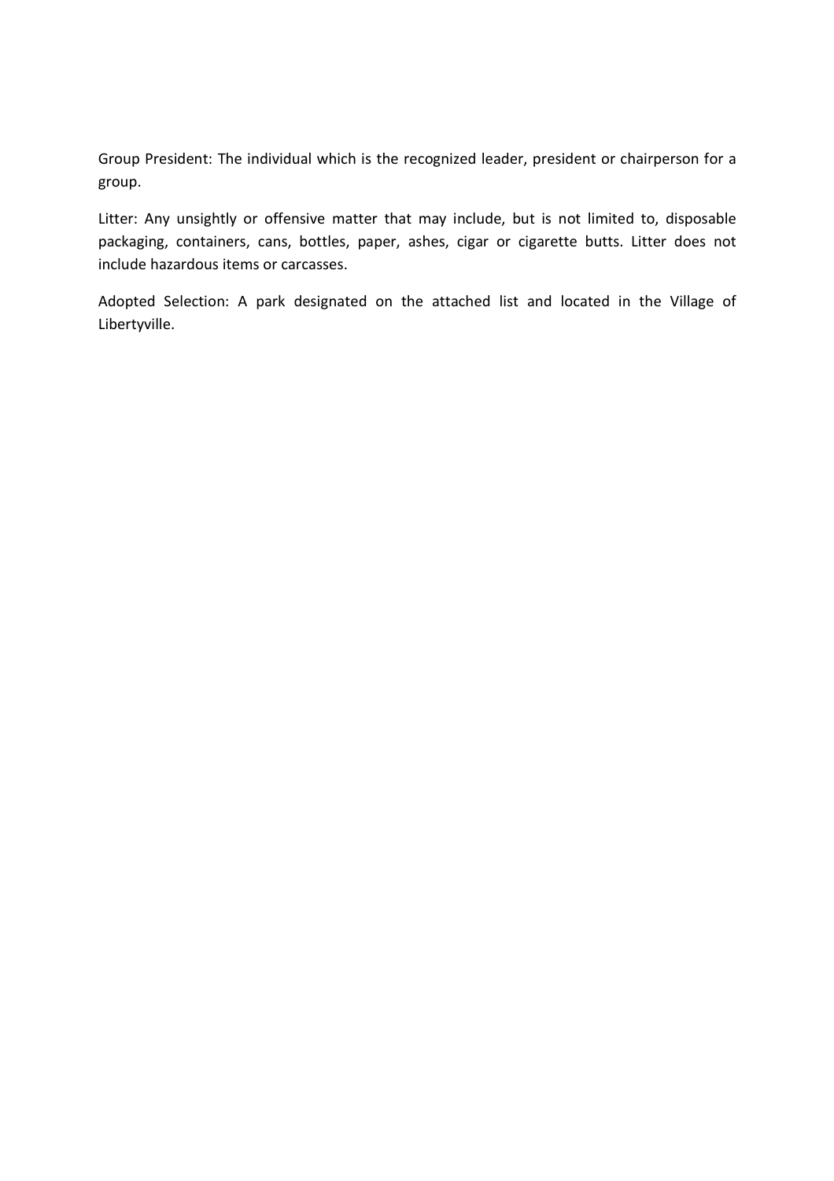Group President: The individual which is the recognized leader, president or chairperson for a group.

Litter: Any unsightly or offensive matter that may include, but is not limited to, disposable packaging, containers, cans, bottles, paper, ashes, cigar or cigarette butts. Litter does not include hazardous items or carcasses.

Adopted Selection: A park designated on the attached list and located in the Village of Libertyville.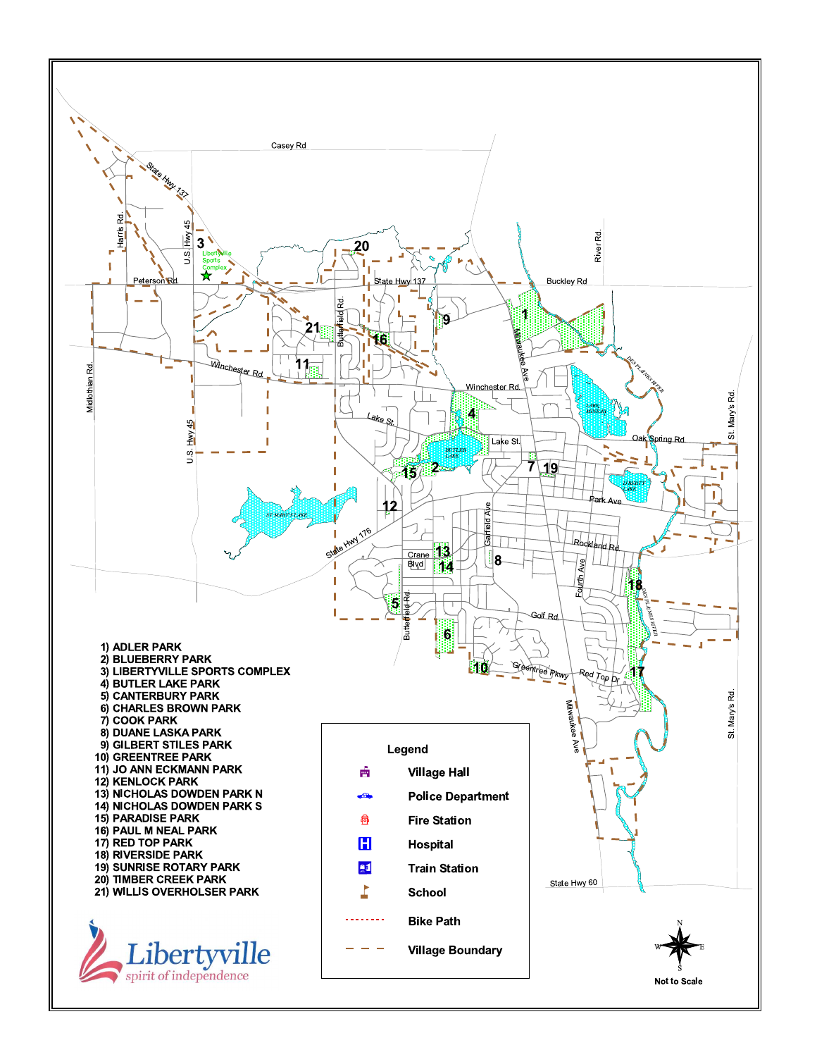1) ADLER PARK
2) BLUEBERRY PARK
3) LIBERTYVILLE SPORTS COMPLEX
4) BUTLER LAKE PARK
5) CANTERBURY PARK
6) CHARLES BROWN PARK
7) COOK PARK
8) DUANE LASKA PARK
9) GILBERT STILES PARK
10) GREENTREE PARK
11) JO ANN ECKMANN PARK
12) KENLOCK PARK
13) NICHOLAS DOWDEN PARK N
14) NICHOLAS DOWDEN PARK S
15) PARADISE PARK
16) PAUL M NEAL PARK
17) RED TOP PARK
18) RIVERSIDE PARK
19) SUNRISE ROTARY PARK
20) TIMBER CREEK PARK
21) WILLIS OVERHOLSER PARK

Legend

Village Hall

Police Department

Fire Station

Hospital

Train Station

School

Bike Path

Village Boundary

Libertyville
spirit of independence

Not to Scale

Casey Rd
State Hwy 137
Harris Rd.
U.S. Hwy 45
Libertyville Sports Complex
Peterson Rd.
Buckley Rd
River Rd.
Butterfield Rd.
Winchester Rd
Winchester Rd.
Milwaukee Ave
Midlothian Rd.
Lake St.
Lake St.
Oak Spring Rd.
St. Mary's Rd.
Butler Lake
Lake Minear
Liberty Lake
St. Mary's Lake
Des Plaines River
Park Ave
State Hwy 176
Garfield Ave
Rockland Rd.
Crane Blvd
Fourth Ave
Golf Rd.
Greentree Pkwy
Red Top Dr
State Hwy 60